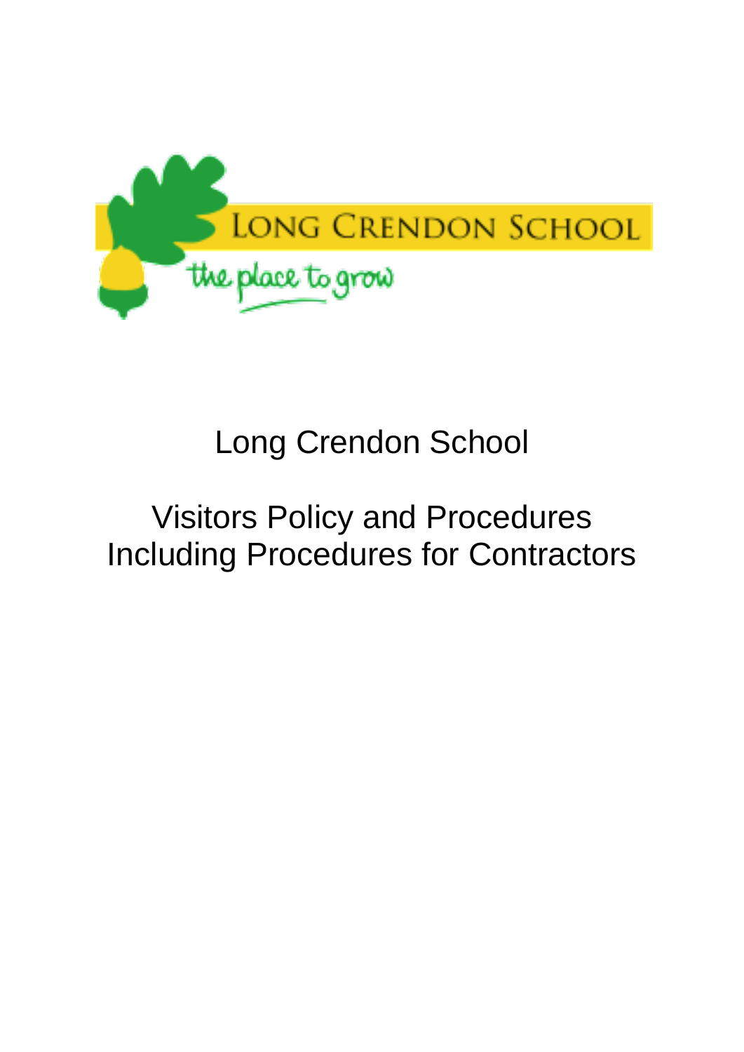Long Crendon School

# Long Crendon School

## Visitors Policy and Procedures
## Including Procedures for Contractors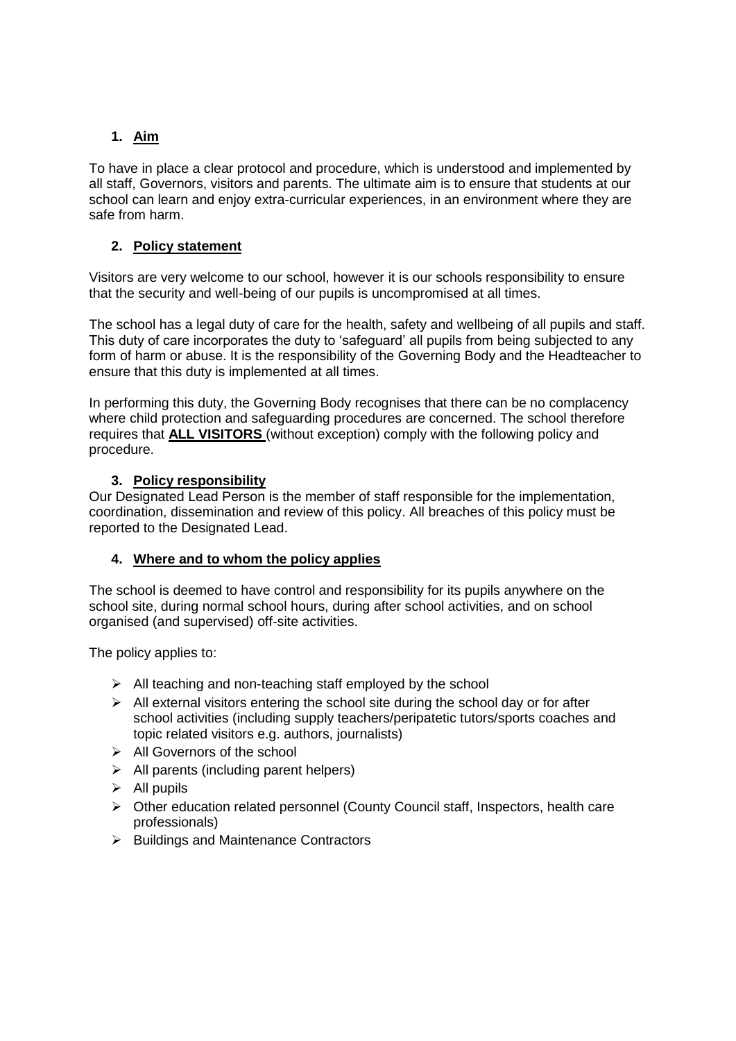## 1. Aim

To have in place a clear protocol and procedure, which is understood and implemented by all staff, Governors, visitors and parents. The ultimate aim is to ensure that students at our school can learn and enjoy extra-curricular experiences, in an environment where they are safe from harm.

## 2. Policy statement

Visitors are very welcome to our school, however it is our schools responsibility to ensure that the security and well-being of our pupils is uncompromised at all times.

The school has a legal duty of care for the health, safety and wellbeing of all pupils and staff. This duty of care incorporates the duty to 'safeguard' all pupils from being subjected to any form of harm or abuse. It is the responsibility of the Governing Body and the Headteacher to ensure that this duty is implemented at all times.

In performing this duty, the Governing Body recognises that there can be no complacency where child protection and safeguarding procedures are concerned. The school therefore requires that **ALL VISITORS** (without exception) comply with the following policy and procedure.

## 3. Policy responsibility

Our Designated Lead Person is the member of staff responsible for the implementation, coordination, dissemination and review of this policy. All breaches of this policy must be reported to the Designated Lead.

## 4. Where and to whom the policy applies

The school is deemed to have control and responsibility for its pupils anywhere on the school site, during normal school hours, during after school activities, and on school organised (and supervised) off-site activities.

The policy applies to:

- All teaching and non-teaching staff employed by the school
- All external visitors entering the school site during the school day or for after school activities (including supply teachers/peripatetic tutors/sports coaches and topic related visitors e.g. authors, journalists)
- All Governors of the school
- All parents (including parent helpers)
- All pupils
- Other education related personnel (County Council staff, Inspectors, health care professionals)
- Buildings and Maintenance Contractors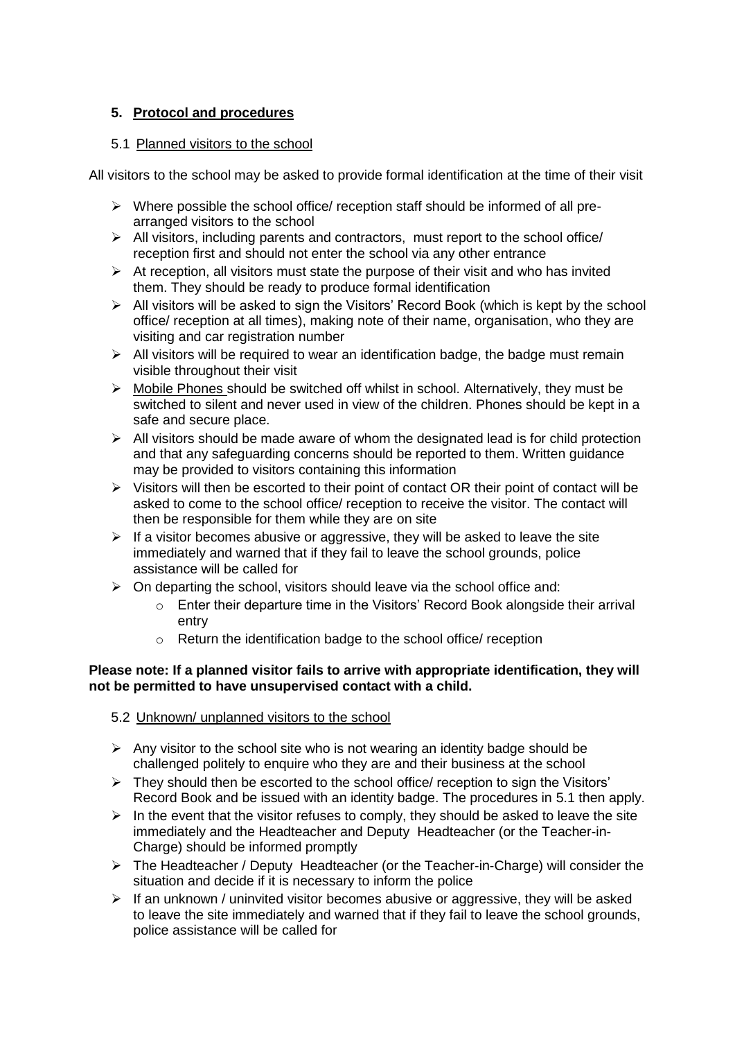## 5. Protocol and procedures

### 5.1 Planned visitors to the school

All visitors to the school may be asked to provide formal identification at the time of their visit

- Where possible the school office/ reception staff should be informed of all pre-arranged visitors to the school
- All visitors, including parents and contractors, must report to the school office/ reception first and should not enter the school via any other entrance
- At reception, all visitors must state the purpose of their visit and who has invited them. They should be ready to produce formal identification
- All visitors will be asked to sign the Visitors' Record Book (which is kept by the school office/ reception at all times), making note of their name, organisation, who they are visiting and car registration number
- All visitors will be required to wear an identification badge, the badge must remain visible throughout their visit
- Mobile Phones should be switched off whilst in school. Alternatively, they must be switched to silent and never used in view of the children. Phones should be kept in a safe and secure place.
- All visitors should be made aware of whom the designated lead is for child protection and that any safeguarding concerns should be reported to them. Written guidance may be provided to visitors containing this information
- Visitors will then be escorted to their point of contact OR their point of contact will be asked to come to the school office/ reception to receive the visitor. The contact will then be responsible for them while they are on site
- If a visitor becomes abusive or aggressive, they will be asked to leave the site immediately and warned that if they fail to leave the school grounds, police assistance will be called for
- On departing the school, visitors should leave via the school office and:
  - Enter their departure time in the Visitors' Record Book alongside their arrival entry
  - Return the identification badge to the school office/ reception

**Please note: If a planned visitor fails to arrive with appropriate identification, they will not be permitted to have unsupervised contact with a child.**

### 5.2 Unknown/ unplanned visitors to the school

- Any visitor to the school site who is not wearing an identity badge should be challenged politely to enquire who they are and their business at the school
- They should then be escorted to the school office/ reception to sign the Visitors' Record Book and be issued with an identity badge. The procedures in 5.1 then apply.
- In the event that the visitor refuses to comply, they should be asked to leave the site immediately and the Headteacher and Deputy Headteacher (or the Teacher-in-Charge) should be informed promptly
- The Headteacher / Deputy Headteacher (or the Teacher-in-Charge) will consider the situation and decide if it is necessary to inform the police
- If an unknown / uninvited visitor becomes abusive or aggressive, they will be asked to leave the site immediately and warned that if they fail to leave the school grounds, police assistance will be called for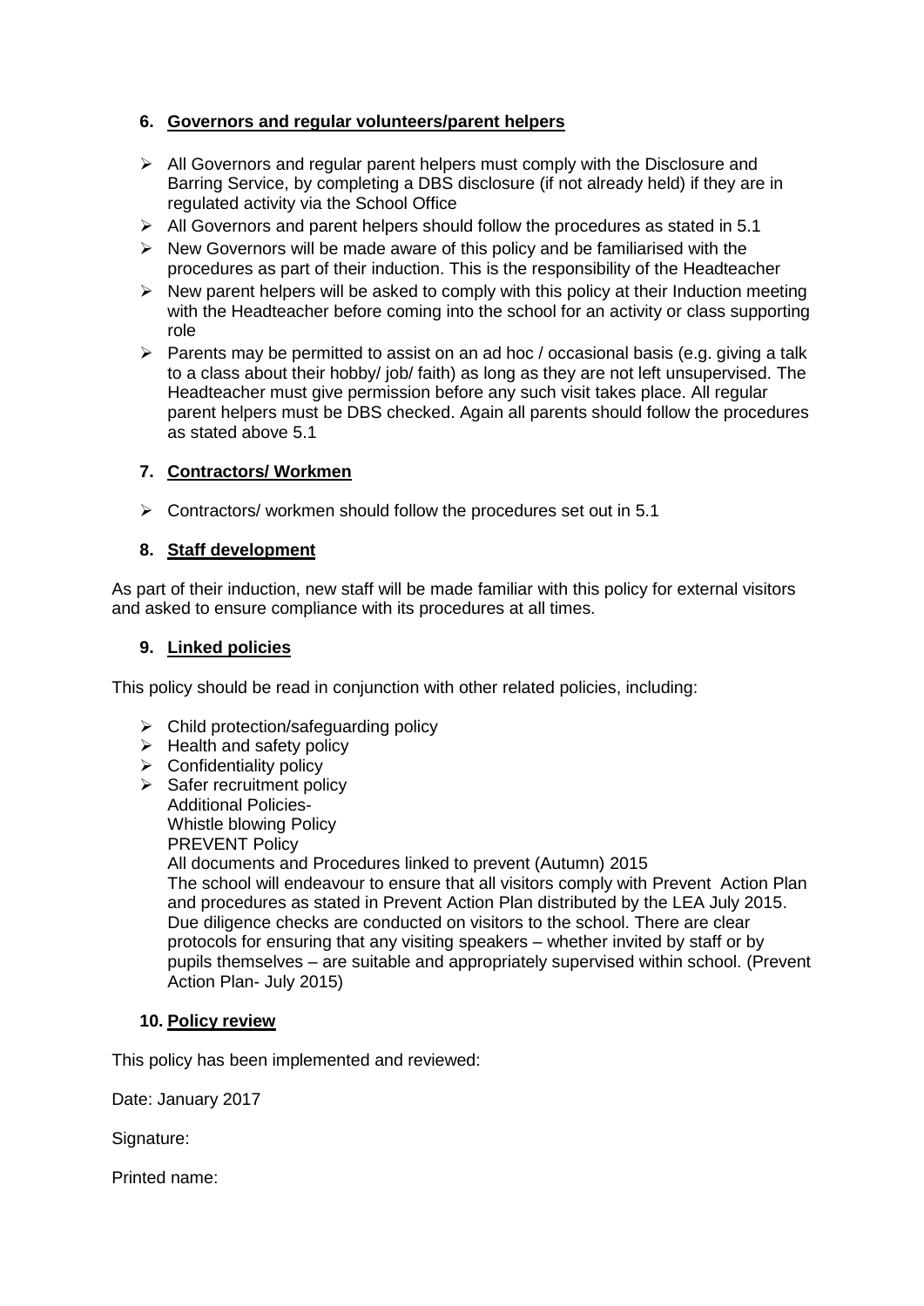## 6. Governors and regular volunteers/parent helpers

- All Governors and regular parent helpers must comply with the Disclosure and Barring Service, by completing a DBS disclosure (if not already held) if they are in regulated activity via the School Office
- All Governors and parent helpers should follow the procedures as stated in 5.1
- New Governors will be made aware of this policy and be familiarised with the procedures as part of their induction. This is the responsibility of the Headteacher
- New parent helpers will be asked to comply with this policy at their Induction meeting with the Headteacher before coming into the school for an activity or class supporting role
- Parents may be permitted to assist on an ad hoc / occasional basis (e.g. giving a talk to a class about their hobby/ job/ faith) as long as they are not left unsupervised. The Headteacher must give permission before any such visit takes place. All regular parent helpers must be DBS checked. Again all parents should follow the procedures as stated above 5.1

## 7. Contractors/ Workmen

- Contractors/ workmen should follow the procedures set out in 5.1

## 8. Staff development

As part of their induction, new staff will be made familiar with this policy for external visitors and asked to ensure compliance with its procedures at all times.

## 9. Linked policies

This policy should be read in conjunction with other related policies, including:

- Child protection/safeguarding policy
- Health and safety policy
- Confidentiality policy
- Safer recruitment policy
  Additional Policies-
  Whistle blowing Policy
  PREVENT Policy
  All documents and Procedures linked to prevent (Autumn) 2015
  The school will endeavour to ensure that all visitors comply with Prevent Action Plan and procedures as stated in Prevent Action Plan distributed by the LEA July 2015. Due diligence checks are conducted on visitors to the school. There are clear protocols for ensuring that any visiting speakers – whether invited by staff or by pupils themselves – are suitable and appropriately supervised within school. (Prevent Action Plan- July 2015)

## 10. Policy review

This policy has been implemented and reviewed:

Date: January 2017

Signature:

Printed name: